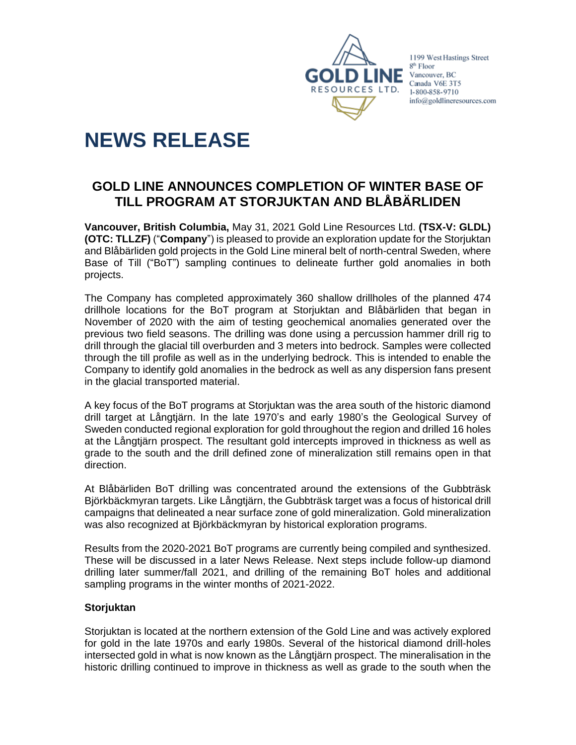1199 West Hastings Street
8th Floor
Vancouver, BC
Canada V6E 3T5
1-800-858-9710
info@goldlineresources.com

# NEWS RELEASE

## GOLD LINE ANNOUNCES COMPLETION OF WINTER BASE OF TILL PROGRAM AT STORJUKTAN AND BLÅBÄRLIDEN

**Vancouver, British Columbia,** May 31, 2021 Gold Line Resources Ltd. **(TSX-V: GLDL) (OTC: TLLZF)** ("**Company**") is pleased to provide an exploration update for the Storjuktan and Blåbärliden gold projects in the Gold Line mineral belt of north-central Sweden, where Base of Till ("BoT") sampling continues to delineate further gold anomalies in both projects.

The Company has completed approximately 360 shallow drillholes of the planned 474 drillhole locations for the BoT program at Storjuktan and Blåbärliden that began in November of 2020 with the aim of testing geochemical anomalies generated over the previous two field seasons. The drilling was done using a percussion hammer drill rig to drill through the glacial till overburden and 3 meters into bedrock. Samples were collected through the till profile as well as in the underlying bedrock. This is intended to enable the Company to identify gold anomalies in the bedrock as well as any dispersion fans present in the glacial transported material.

A key focus of the BoT programs at Storjuktan was the area south of the historic diamond drill target at Långtjärn. In the late 1970's and early 1980's the Geological Survey of Sweden conducted regional exploration for gold throughout the region and drilled 16 holes at the Långtjärn prospect. The resultant gold intercepts improved in thickness as well as grade to the south and the drill defined zone of mineralization still remains open in that direction.

At Blåbärliden BoT drilling was concentrated around the extensions of the Gubbträsk Björkbäckmyran targets. Like Långtjärn, the Gubbträsk target was a focus of historical drill campaigns that delineated a near surface zone of gold mineralization. Gold mineralization was also recognized at Björkbäckmyran by historical exploration programs.

Results from the 2020-2021 BoT programs are currently being compiled and synthesized. These will be discussed in a later News Release. Next steps include follow-up diamond drilling later summer/fall 2021, and drilling of the remaining BoT holes and additional sampling programs in the winter months of 2021-2022.

**Storjuktan**

Storjuktan is located at the northern extension of the Gold Line and was actively explored for gold in the late 1970s and early 1980s. Several of the historical diamond drill-holes intersected gold in what is now known as the Långtjärn prospect. The mineralisation in the historic drilling continued to improve in thickness as well as grade to the south when the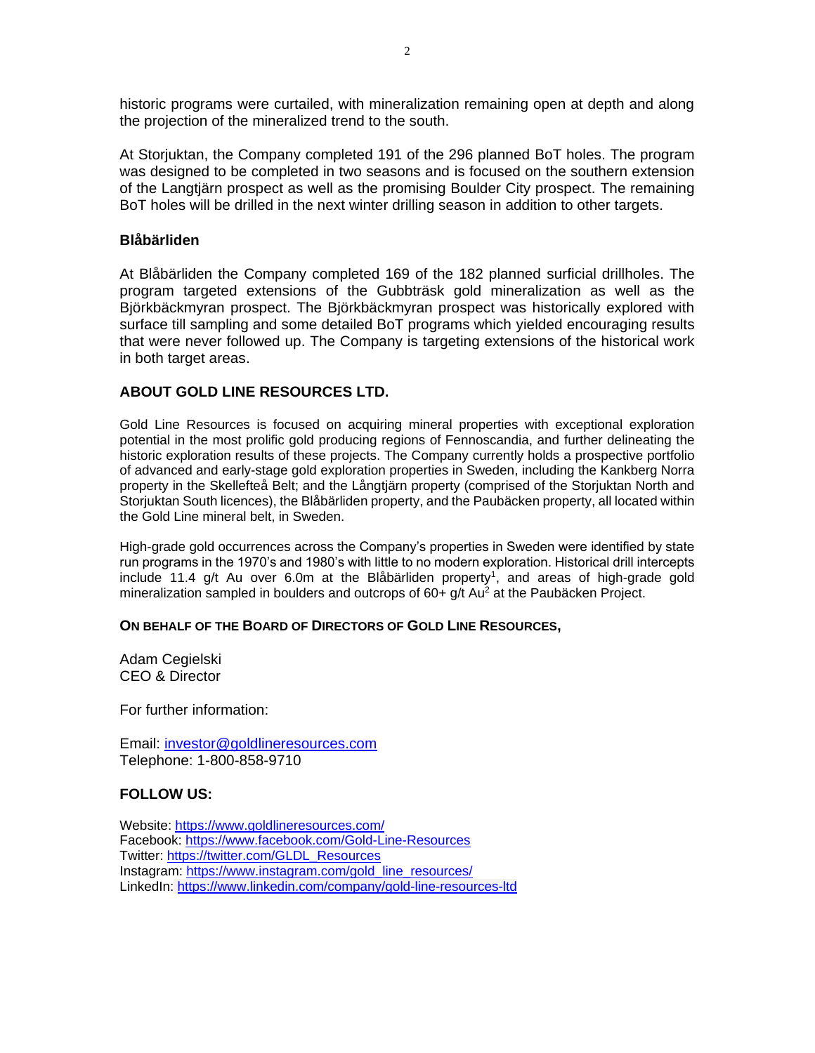historic programs were curtailed, with mineralization remaining open at depth and along the projection of the mineralized trend to the south.

At Storjuktan, the Company completed 191 of the 296 planned BoT holes. The program was designed to be completed in two seasons and is focused on the southern extension of the Langtjärn prospect as well as the promising Boulder City prospect. The remaining BoT holes will be drilled in the next winter drilling season in addition to other targets.

### Blåbärliden

At Blåbärliden the Company completed 169 of the 182 planned surficial drillholes. The program targeted extensions of the Gubbträsk gold mineralization as well as the Björkbäckmyran prospect. The Björkbäckmyran prospect was historically explored with surface till sampling and some detailed BoT programs which yielded encouraging results that were never followed up. The Company is targeting extensions of the historical work in both target areas.

## ABOUT GOLD LINE RESOURCES LTD.

Gold Line Resources is focused on acquiring mineral properties with exceptional exploration potential in the most prolific gold producing regions of Fennoscandia, and further delineating the historic exploration results of these projects. The Company currently holds a prospective portfolio of advanced and early-stage gold exploration properties in Sweden, including the Kankberg Norra property in the Skellefteå Belt; and the Långtjärn property (comprised of the Storjuktan North and Storjuktan South licences), the Blåbärliden property, and the Paubäcken property, all located within the Gold Line mineral belt, in Sweden.

High-grade gold occurrences across the Company's properties in Sweden were identified by state run programs in the 1970's and 1980's with little to no modern exploration. Historical drill intercepts include 11.4 g/t Au over 6.0m at the Blåbärliden property[1], and areas of high-grade gold mineralization sampled in boulders and outcrops of 60+ g/t Au[2] at the Paubäcken Project.

**ON BEHALF OF THE BOARD OF DIRECTORS OF GOLD LINE RESOURCES,**

Adam Cegielski
CEO & Director

For further information:

Email: investor@goldlineresources.com
Telephone: 1-800-858-9710

**FOLLOW US:**

Website: https://www.goldlineresources.com/
Facebook: https://www.facebook.com/Gold-Line-Resources
Twitter: https://twitter.com/GLDL_Resources
Instagram: https://www.instagram.com/gold_line_resources/
LinkedIn: https://www.linkedin.com/company/gold-line-resources-ltd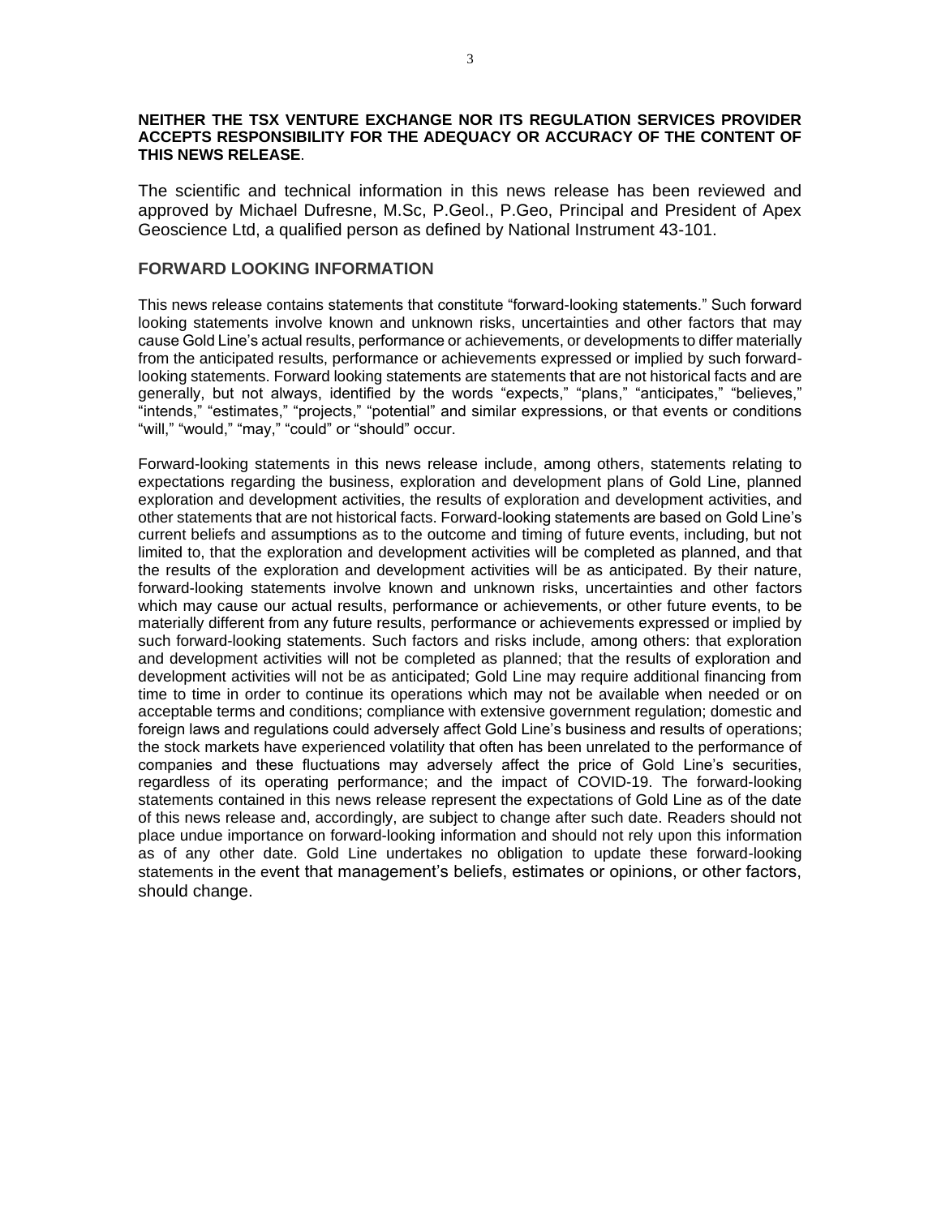**NEITHER THE TSX VENTURE EXCHANGE NOR ITS REGULATION SERVICES PROVIDER ACCEPTS RESPONSIBILITY FOR THE ADEQUACY OR ACCURACY OF THE CONTENT OF THIS NEWS RELEASE**.

The scientific and technical information in this news release has been reviewed and approved by Michael Dufresne, M.Sc, P.Geol., P.Geo, Principal and President of Apex Geoscience Ltd, a qualified person as defined by National Instrument 43-101.

## FORWARD LOOKING INFORMATION

This news release contains statements that constitute "forward-looking statements." Such forward looking statements involve known and unknown risks, uncertainties and other factors that may cause Gold Line's actual results, performance or achievements, or developments to differ materially from the anticipated results, performance or achievements expressed or implied by such forward-looking statements. Forward looking statements are statements that are not historical facts and are generally, but not always, identified by the words "expects," "plans," "anticipates," "believes," "intends," "estimates," "projects," "potential" and similar expressions, or that events or conditions "will," "would," "may," "could" or "should" occur.

Forward-looking statements in this news release include, among others, statements relating to expectations regarding the business, exploration and development plans of Gold Line, planned exploration and development activities, the results of exploration and development activities, and other statements that are not historical facts. Forward-looking statements are based on Gold Line's current beliefs and assumptions as to the outcome and timing of future events, including, but not limited to, that the exploration and development activities will be completed as planned, and that the results of the exploration and development activities will be as anticipated. By their nature, forward-looking statements involve known and unknown risks, uncertainties and other factors which may cause our actual results, performance or achievements, or other future events, to be materially different from any future results, performance or achievements expressed or implied by such forward-looking statements. Such factors and risks include, among others: that exploration and development activities will not be completed as planned; that the results of exploration and development activities will not be as anticipated; Gold Line may require additional financing from time to time in order to continue its operations which may not be available when needed or on acceptable terms and conditions; compliance with extensive government regulation; domestic and foreign laws and regulations could adversely affect Gold Line's business and results of operations; the stock markets have experienced volatility that often has been unrelated to the performance of companies and these fluctuations may adversely affect the price of Gold Line's securities, regardless of its operating performance; and the impact of COVID-19. The forward-looking statements contained in this news release represent the expectations of Gold Line as of the date of this news release and, accordingly, are subject to change after such date. Readers should not place undue importance on forward-looking information and should not rely upon this information as of any other date. Gold Line undertakes no obligation to update these forward-looking statements in the event that management's beliefs, estimates or opinions, or other factors, should change.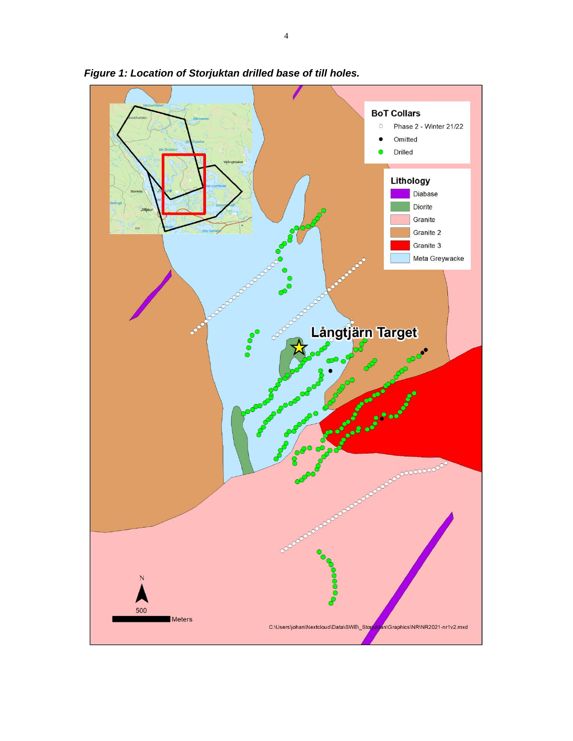***Figure 1: Location of Storjuktan drilled base of till holes.***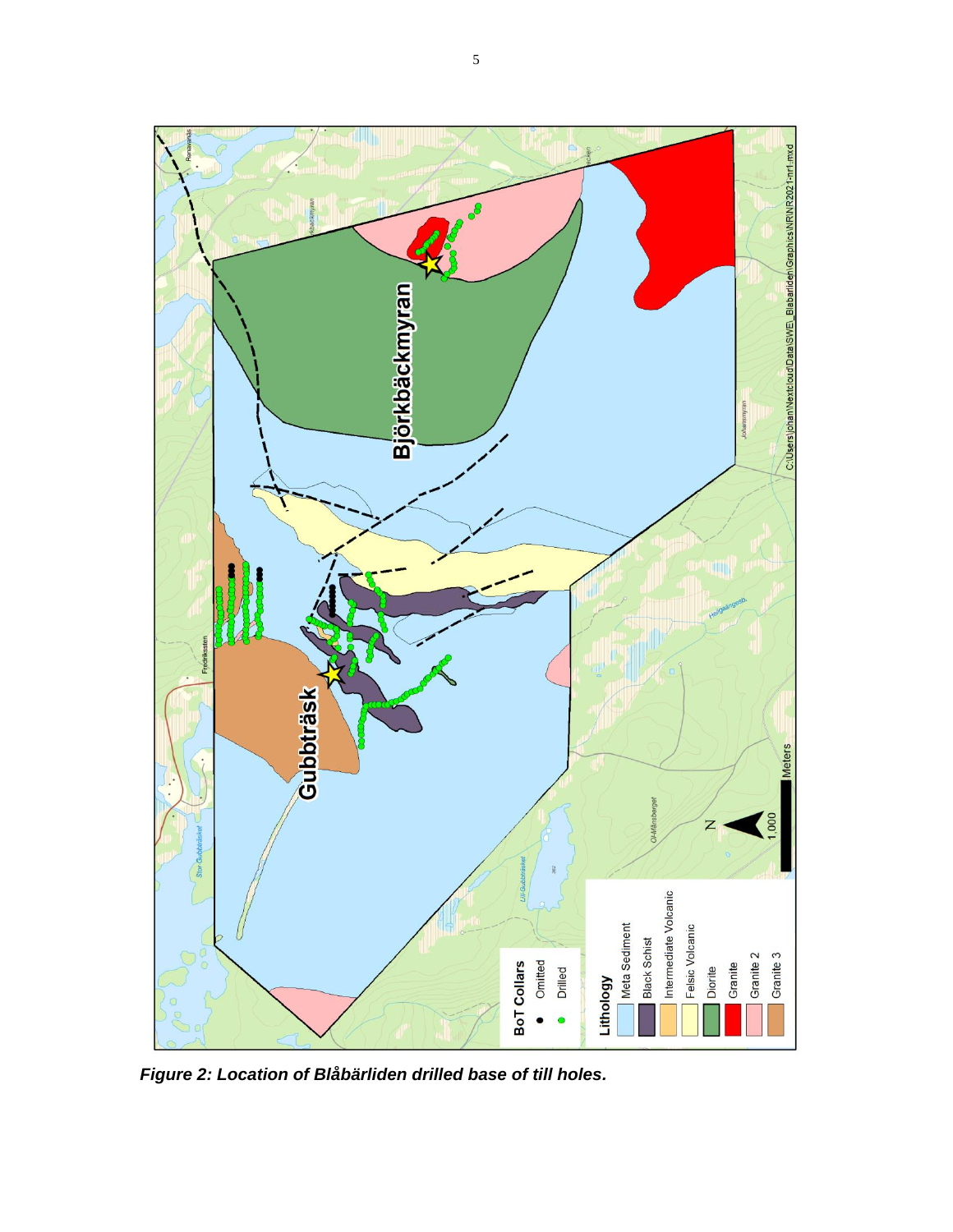Björkbäckmyran

Gubbträsk

BoT Collars
Omitted
Drilled

Lithology
Meta Sediment
Black Schist
Intermediate Volcanic
Felsic Volcanic
Diorite
Granite
Granite 2
Granite 3

N
1,000 Meters

C:\Users\johan\Nextcloud\Data\SWE\_Blabariden\Graphics\NR\NR2021-nr1.mxd

***Figure 2: Location of Blåbärliden drilled base of till holes.***